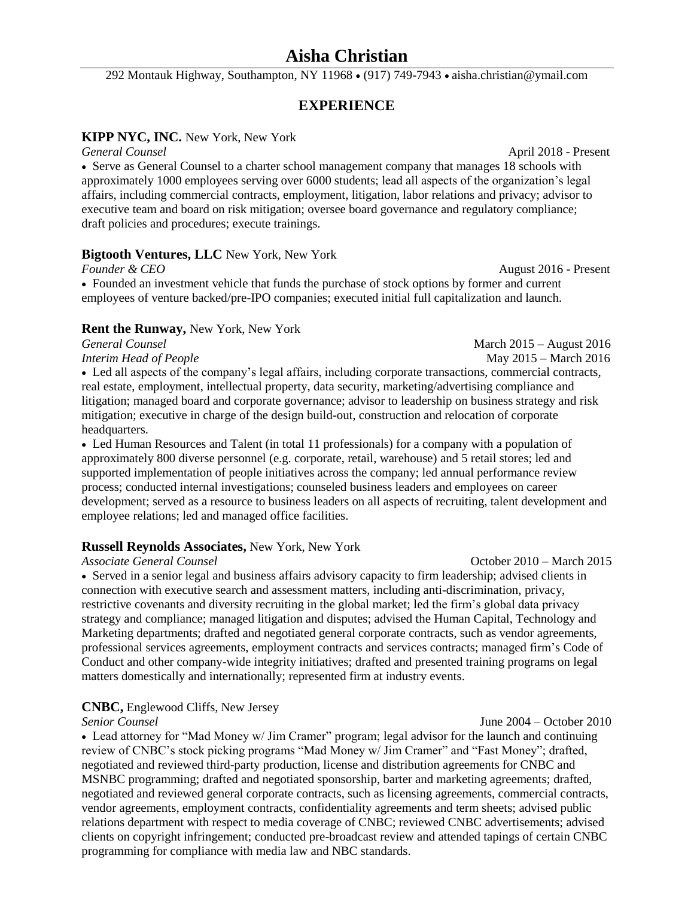# Aisha Christian

292 Montauk Highway, Southampton, NY 11968 • (917) 749-7943 • aisha.christian@ymail.com

## EXPERIENCE

**KIPP NYC, INC.** New York, New York
*General Counsel* April 2018 - Present

- Serve as General Counsel to a charter school management company that manages 18 schools with approximately 1000 employees serving over 6000 students; lead all aspects of the organization's legal affairs, including commercial contracts, employment, litigation, labor relations and privacy; advisor to executive team and board on risk mitigation; oversee board governance and regulatory compliance; draft policies and procedures; execute trainings.

**Bigtooth Ventures, LLC** New York, New York
*Founder & CEO* August 2016 - Present

- Founded an investment vehicle that funds the purchase of stock options by former and current employees of venture backed/pre-IPO companies; executed initial full capitalization and launch.

**Rent the Runway,** New York, New York
*General Counsel* March 2015 – August 2016
*Interim Head of People* May 2015 – March 2016

- Led all aspects of the company's legal affairs, including corporate transactions, commercial contracts, real estate, employment, intellectual property, data security, marketing/advertising compliance and litigation; managed board and corporate governance; advisor to leadership on business strategy and risk mitigation; executive in charge of the design build-out, construction and relocation of corporate headquarters.
- Led Human Resources and Talent (in total 11 professionals) for a company with a population of approximately 800 diverse personnel (e.g. corporate, retail, warehouse) and 5 retail stores; led and supported implementation of people initiatives across the company; led annual performance review process; conducted internal investigations; counseled business leaders and employees on career development; served as a resource to business leaders on all aspects of recruiting, talent development and employee relations; led and managed office facilities.

**Russell Reynolds Associates,** New York, New York
*Associate General Counsel* October 2010 – March 2015

- Served in a senior legal and business affairs advisory capacity to firm leadership; advised clients in connection with executive search and assessment matters, including anti-discrimination, privacy, restrictive covenants and diversity recruiting in the global market; led the firm's global data privacy strategy and compliance; managed litigation and disputes; advised the Human Capital, Technology and Marketing departments; drafted and negotiated general corporate contracts, such as vendor agreements, professional services agreements, employment contracts and services contracts; managed firm's Code of Conduct and other company-wide integrity initiatives; drafted and presented training programs on legal matters domestically and internationally; represented firm at industry events.

**CNBC,** Englewood Cliffs, New Jersey
*Senior Counsel* June 2004 – October 2010

- Lead attorney for "Mad Money w/ Jim Cramer" program; legal advisor for the launch and continuing review of CNBC's stock picking programs "Mad Money w/ Jim Cramer" and "Fast Money"; drafted, negotiated and reviewed third-party production, license and distribution agreements for CNBC and MSNBC programming; drafted and negotiated sponsorship, barter and marketing agreements; drafted, negotiated and reviewed general corporate contracts, such as licensing agreements, commercial contracts, vendor agreements, employment contracts, confidentiality agreements and term sheets; advised public relations department with respect to media coverage of CNBC; reviewed CNBC advertisements; advised clients on copyright infringement; conducted pre-broadcast review and attended tapings of certain CNBC programming for compliance with media law and NBC standards.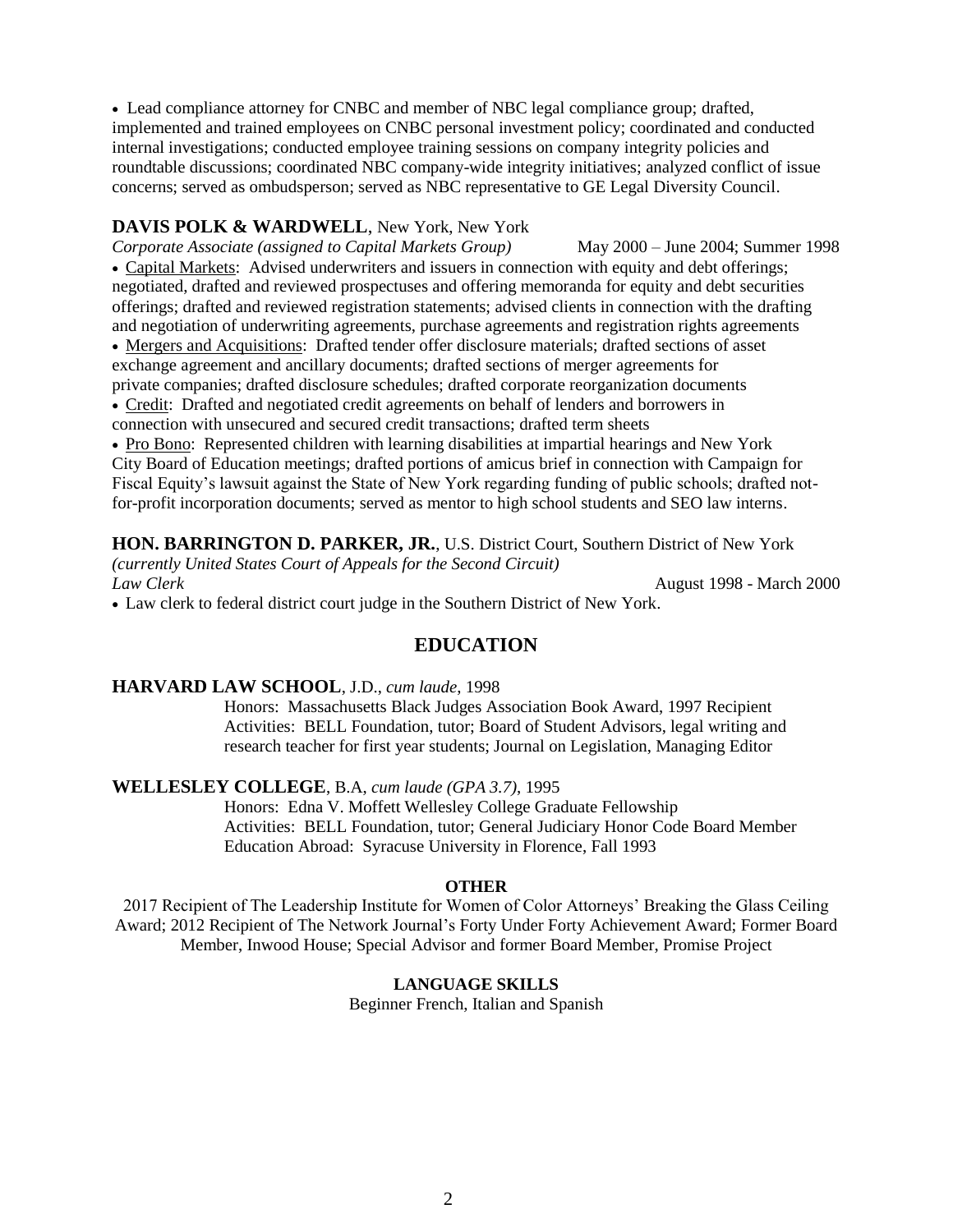- Lead compliance attorney for CNBC and member of NBC legal compliance group; drafted, implemented and trained employees on CNBC personal investment policy; coordinated and conducted internal investigations; conducted employee training sessions on company integrity policies and roundtable discussions; coordinated NBC company-wide integrity initiatives; analyzed conflict of issue concerns; served as ombudsperson; served as NBC representative to GE Legal Diversity Council.

### **DAVIS POLK & WARDWELL**, New York, New York

*Corporate Associate (assigned to Capital Markets Group)* May 2000 – June 2004; Summer 1998

- Capital Markets: Advised underwriters and issuers in connection with equity and debt offerings; negotiated, drafted and reviewed prospectuses and offering memoranda for equity and debt securities offerings; drafted and reviewed registration statements; advised clients in connection with the drafting and negotiation of underwriting agreements, purchase agreements and registration rights agreements
- Mergers and Acquisitions: Drafted tender offer disclosure materials; drafted sections of asset exchange agreement and ancillary documents; drafted sections of merger agreements for private companies; drafted disclosure schedules; drafted corporate reorganization documents
- Credit: Drafted and negotiated credit agreements on behalf of lenders and borrowers in connection with unsecured and secured credit transactions; drafted term sheets
- Pro Bono: Represented children with learning disabilities at impartial hearings and New York City Board of Education meetings; drafted portions of amicus brief in connection with Campaign for Fiscal Equity's lawsuit against the State of New York regarding funding of public schools; drafted not-for-profit incorporation documents; served as mentor to high school students and SEO law interns.

### **HON. BARRINGTON D. PARKER, JR.**, U.S. District Court, Southern District of New York

*(currently United States Court of Appeals for the Second Circuit)*

*Law Clerk* August 1998 - March 2000

- Law clerk to federal district court judge in the Southern District of New York.

## EDUCATION

### **HARVARD LAW SCHOOL**, J.D., *cum laude*, 1998

Honors: Massachusetts Black Judges Association Book Award, 1997 Recipient
Activities: BELL Foundation, tutor; Board of Student Advisors, legal writing and research teacher for first year students; Journal on Legislation, Managing Editor

### **WELLESLEY COLLEGE**, B.A, *cum laude (GPA 3.7)*, 1995

Honors: Edna V. Moffett Wellesley College Graduate Fellowship
Activities: BELL Foundation, tutor; General Judiciary Honor Code Board Member
Education Abroad: Syracuse University in Florence, Fall 1993

#### **OTHER**

2017 Recipient of The Leadership Institute for Women of Color Attorneys' Breaking the Glass Ceiling Award; 2012 Recipient of The Network Journal's Forty Under Forty Achievement Award; Former Board Member, Inwood House; Special Advisor and former Board Member, Promise Project

#### **LANGUAGE SKILLS**

Beginner French, Italian and Spanish